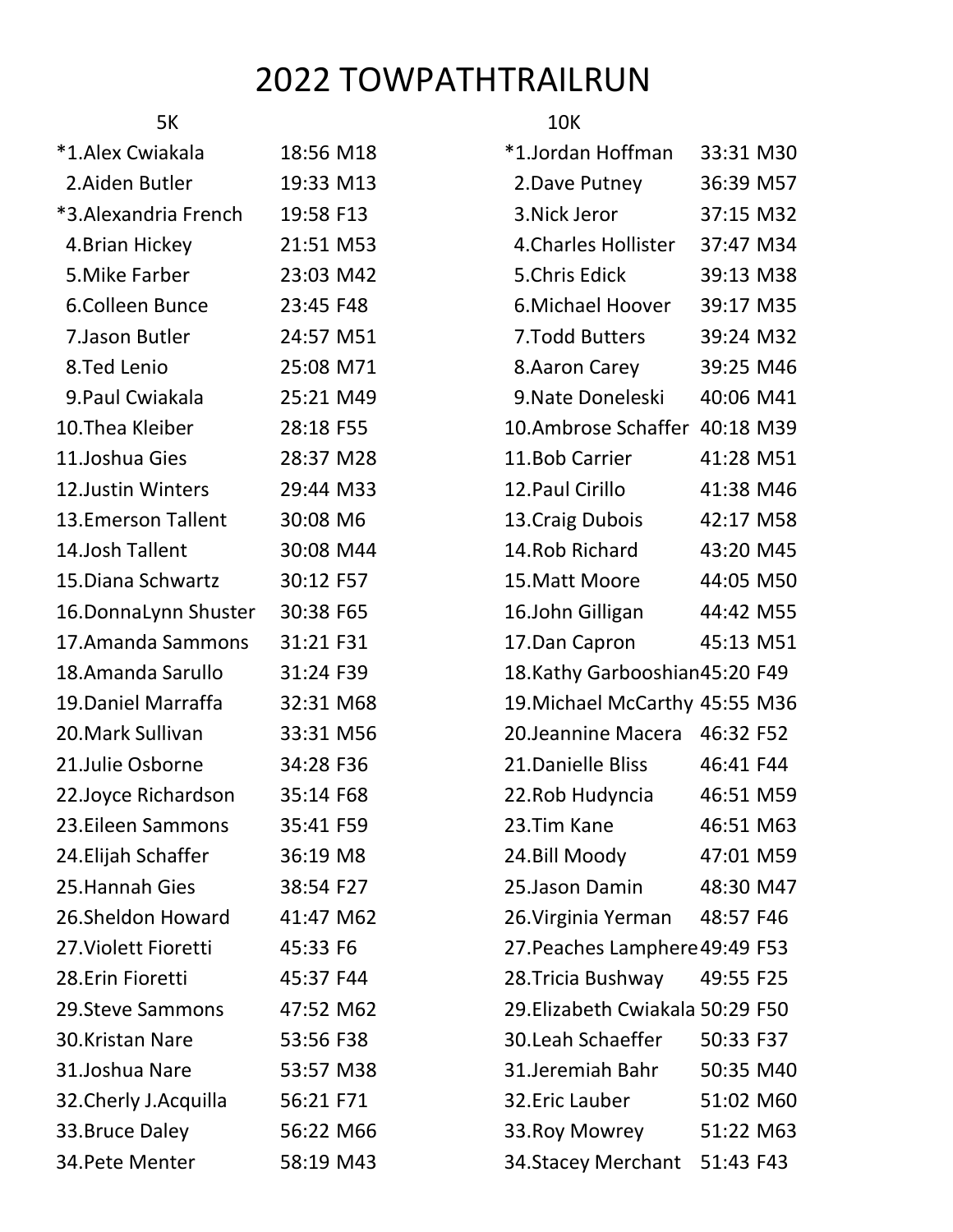# 2022 TOWPATHTRAILRUN

## 5K

| Place | Name | Time | Div |
|---|---|---|---|
| *1. | Alex Cwiakala | 18:56 | M18 |
| 2. | Aiden Butler | 19:33 | M13 |
| *3. | Alexandria French | 19:58 | F13 |
| 4. | Brian Hickey | 21:51 | M53 |
| 5. | Mike Farber | 23:03 | M42 |
| 6. | Colleen Bunce | 23:45 | F48 |
| 7. | Jason Butler | 24:57 | M51 |
| 8. | Ted Lenio | 25:08 | M71 |
| 9. | Paul Cwiakala | 25:21 | M49 |
| 10. | Thea Kleiber | 28:18 | F55 |
| 11. | Joshua Gies | 28:37 | M28 |
| 12. | Justin Winters | 29:44 | M33 |
| 13. | Emerson Tallent | 30:08 | M6 |
| 14. | Josh Tallent | 30:08 | M44 |
| 15. | Diana Schwartz | 30:12 | F57 |
| 16. | DonnaLynn Shuster | 30:38 | F65 |
| 17. | Amanda Sammons | 31:21 | F31 |
| 18. | Amanda Sarullo | 31:24 | F39 |
| 19. | Daniel Marraffa | 32:31 | M68 |
| 20. | Mark Sullivan | 33:31 | M56 |
| 21. | Julie Osborne | 34:28 | F36 |
| 22. | Joyce Richardson | 35:14 | F68 |
| 23. | Eileen Sammons | 35:41 | F59 |
| 24. | Elijah Schaffer | 36:19 | M8 |
| 25. | Hannah Gies | 38:54 | F27 |
| 26. | Sheldon Howard | 41:47 | M62 |
| 27. | Violett Fioretti | 45:33 | F6 |
| 28. | Erin Fioretti | 45:37 | F44 |
| 29. | Steve Sammons | 47:52 | M62 |
| 30. | Kristan Nare | 53:56 | F38 |
| 31. | Joshua Nare | 53:57 | M38 |
| 32. | Cherly J.Acquilla | 56:21 | F71 |
| 33. | Bruce Daley | 56:22 | M66 |
| 34. | Pete Menter | 58:19 | M43 |

## 10K

| Place | Name | Time | Div |
|---|---|---|---|
| *1. | Jordan Hoffman | 33:31 | M30 |
| 2. | Dave Putney | 36:39 | M57 |
| 3. | Nick Jeror | 37:15 | M32 |
| 4. | Charles Hollister | 37:47 | M34 |
| 5. | Chris Edick | 39:13 | M38 |
| 6. | Michael Hoover | 39:17 | M35 |
| 7. | Todd Butters | 39:24 | M32 |
| 8. | Aaron Carey | 39:25 | M46 |
| 9. | Nate Doneleski | 40:06 | M41 |
| 10. | Ambrose Schaffer | 40:18 | M39 |
| 11. | Bob Carrier | 41:28 | M51 |
| 12. | Paul Cirillo | 41:38 | M46 |
| 13. | Craig Dubois | 42:17 | M58 |
| 14. | Rob Richard | 43:20 | M45 |
| 15. | Matt Moore | 44:05 | M50 |
| 16. | John Gilligan | 44:42 | M55 |
| 17. | Dan Capron | 45:13 | M51 |
| 18. | Kathy Garbooshian | 45:20 | F49 |
| 19. | Michael McCarthy | 45:55 | M36 |
| 20. | Jeannine Macera | 46:32 | F52 |
| 21. | Danielle Bliss | 46:41 | F44 |
| 22. | Rob Hudyncia | 46:51 | M59 |
| 23. | Tim Kane | 46:51 | M63 |
| 24. | Bill Moody | 47:01 | M59 |
| 25. | Jason Damin | 48:30 | M47 |
| 26. | Virginia Yerman | 48:57 | F46 |
| 27. | Peaches Lamphere | 49:49 | F53 |
| 28. | Tricia Bushway | 49:55 | F25 |
| 29. | Elizabeth Cwiakala | 50:29 | F50 |
| 30. | Leah Schaeffer | 50:33 | F37 |
| 31. | Jeremiah Bahr | 50:35 | M40 |
| 32. | Eric Lauber | 51:02 | M60 |
| 33. | Roy Mowrey | 51:22 | M63 |
| 34. | Stacey Merchant | 51:43 | F43 |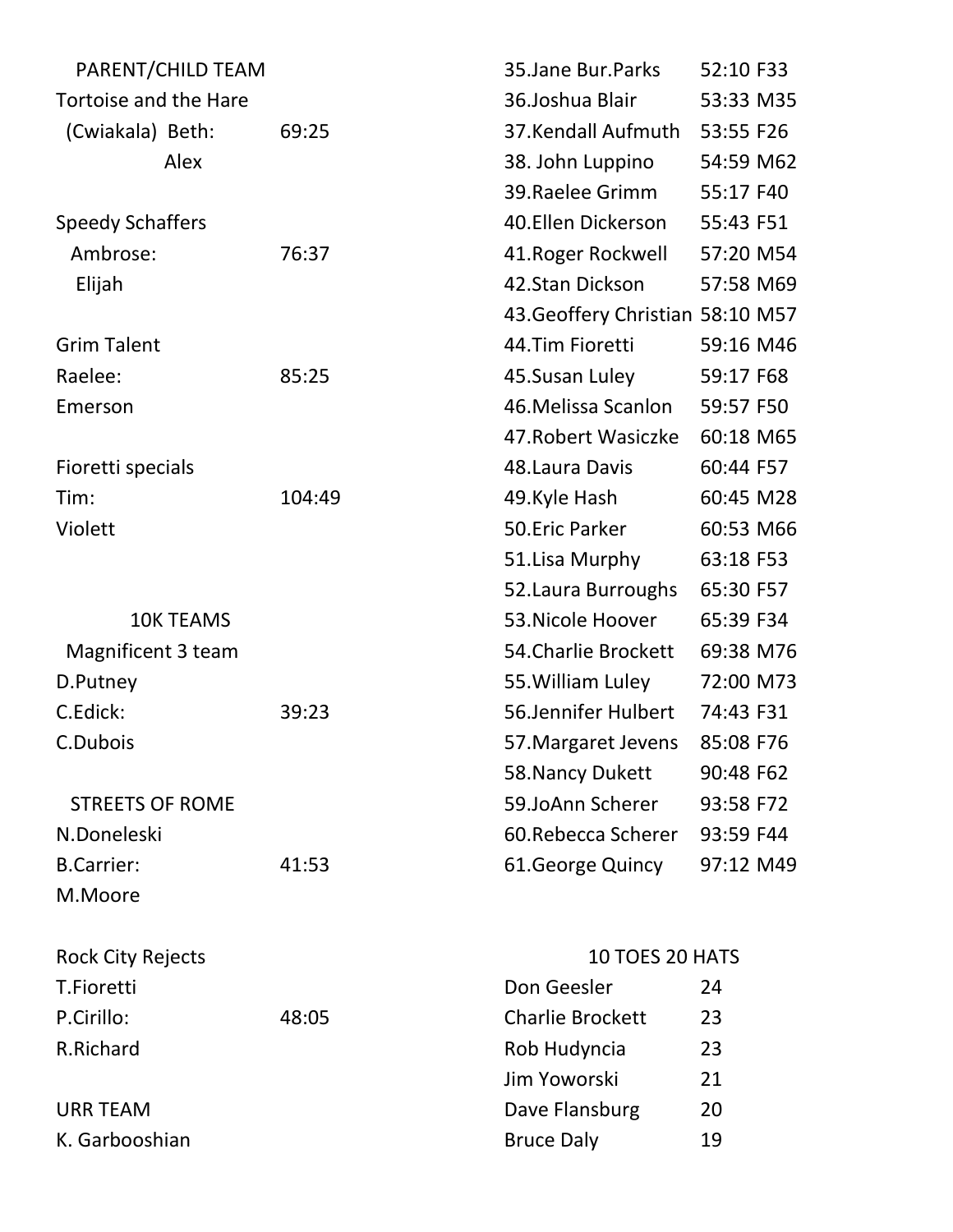## PARENT/CHILD TEAM

Tortoise and the Hare
(Cwiakala) Beth: 69:25
Alex

Speedy Schaffers
Ambrose: 76:37
Elijah

Grim Talent
Raelee: 85:25
Emerson

Fioretti specials
Tim: 104:49
Violett

## 10K TEAMS

Magnificent 3 team
D.Putney
C.Edick: 39:23
C.Dubois

STREETS OF ROME
N.Doneleski
B.Carrier: 41:53
M.Moore

Rock City Rejects
T.Fioretti
P.Cirillo: 48:05
R.Richard

URR TEAM
K. Garbooshian

| | | |
|---|---|---|
| 35.Jane Bur.Parks | 52:10 | F33 |
| 36.Joshua Blair | 53:33 | M35 |
| 37.Kendall Aufmuth | 53:55 | F26 |
| 38. John Luppino | 54:59 | M62 |
| 39.Raelee Grimm | 55:17 | F40 |
| 40.Ellen Dickerson | 55:43 | F51 |
| 41.Roger Rockwell | 57:20 | M54 |
| 42.Stan Dickson | 57:58 | M69 |
| 43.Geoffery Christian | 58:10 | M57 |
| 44.Tim Fioretti | 59:16 | M46 |
| 45.Susan Luley | 59:17 | F68 |
| 46.Melissa Scanlon | 59:57 | F50 |
| 47.Robert Wasiczke | 60:18 | M65 |
| 48.Laura Davis | 60:44 | F57 |
| 49.Kyle Hash | 60:45 | M28 |
| 50.Eric Parker | 60:53 | M66 |
| 51.Lisa Murphy | 63:18 | F53 |
| 52.Laura Burroughs | 65:30 | F57 |
| 53.Nicole Hoover | 65:39 | F34 |
| 54.Charlie Brockett | 69:38 | M76 |
| 55.William Luley | 72:00 | M73 |
| 56.Jennifer Hulbert | 74:43 | F31 |
| 57.Margaret Jevens | 85:08 | F76 |
| 58.Nancy Dukett | 90:48 | F62 |
| 59.JoAnn Scherer | 93:58 | F72 |
| 60.Rebecca Scherer | 93:59 | F44 |
| 61.George Quincy | 97:12 | M49 |

## 10 TOES 20 HATS

| | |
|---|---|
| Don Geesler | 24 |
| Charlie Brockett | 23 |
| Rob Hudyncia | 23 |
| Jim Yoworski | 21 |
| Dave Flansburg | 20 |
| Bruce Daly | 19 |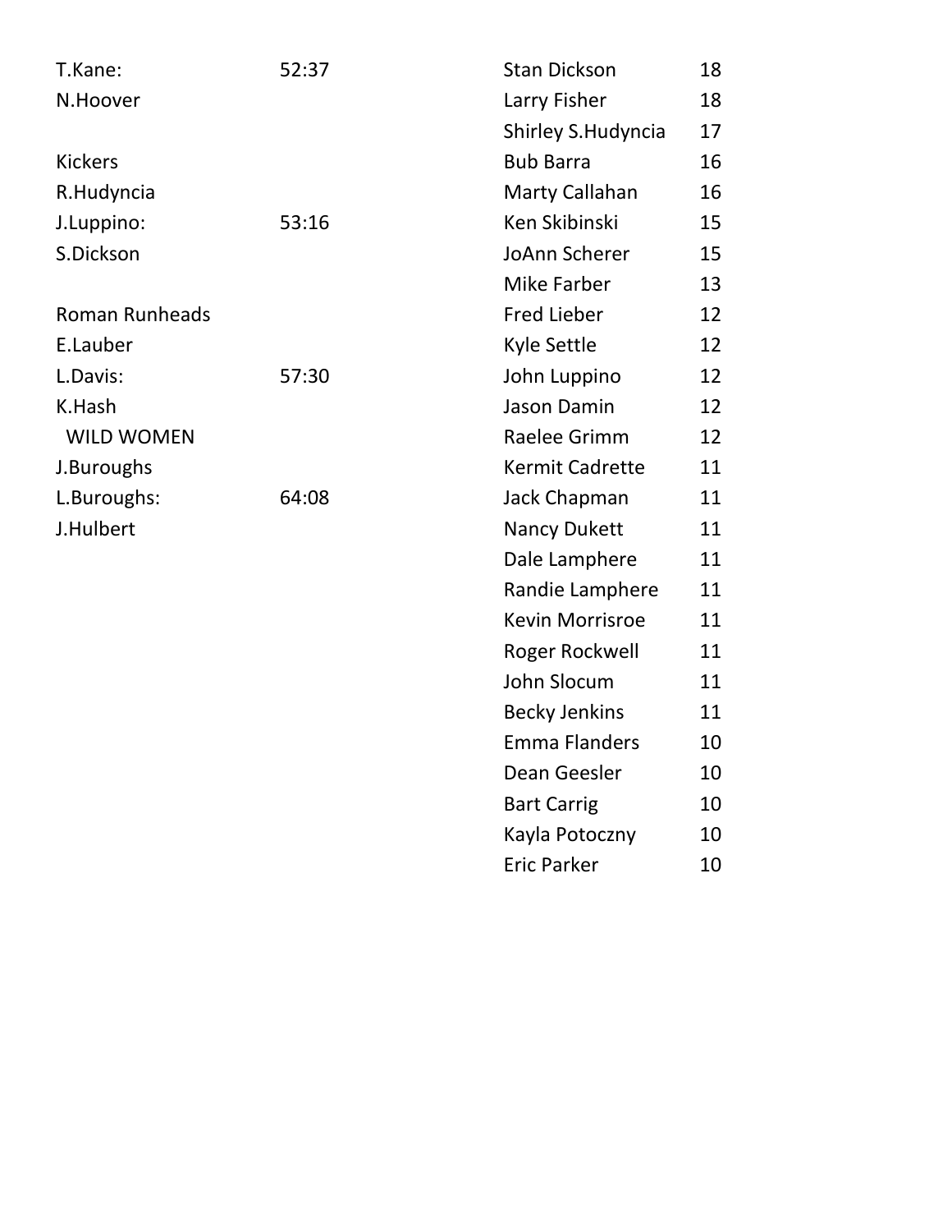| | |
|---|---|
| T.Kane: | 52:37 |
| N.Hoover | |
| | |
| Kickers | |
| R.Hudyncia | |
| J.Luppino: | 53:16 |
| S.Dickson | |
| | |
| Roman Runheads | |
| E.Lauber | |
| L.Davis: | 57:30 |
| K.Hash | |
| WILD WOMEN | |
| J.Buroughs | |
| L.Buroughs: | 64:08 |
| J.Hulbert | |

| | |
|---|---|
| Stan Dickson | 18 |
| Larry Fisher | 18 |
| Shirley S.Hudyncia | 17 |
| Bub Barra | 16 |
| Marty Callahan | 16 |
| Ken Skibinski | 15 |
| JoAnn Scherer | 15 |
| Mike Farber | 13 |
| Fred Lieber | 12 |
| Kyle Settle | 12 |
| John Luppino | 12 |
| Jason Damin | 12 |
| Raelee Grimm | 12 |
| Kermit Cadrette | 11 |
| Jack Chapman | 11 |
| Nancy Dukett | 11 |
| Dale Lamphere | 11 |
| Randie Lamphere | 11 |
| Kevin Morrisroe | 11 |
| Roger Rockwell | 11 |
| John Slocum | 11 |
| Becky Jenkins | 11 |
| Emma Flanders | 10 |
| Dean Geesler | 10 |
| Bart Carrig | 10 |
| Kayla Potoczny | 10 |
| Eric Parker | 10 |